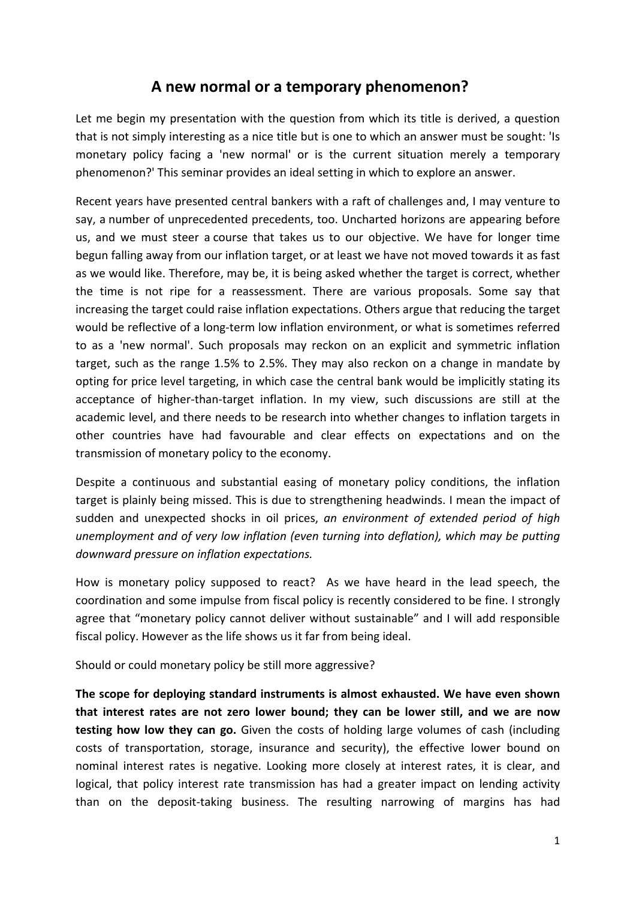# A new normal or a temporary phenomenon?

Let me begin my presentation with the question from which its title is derived, a question that is not simply interesting as a nice title but is one to which an answer must be sought: 'Is monetary policy facing a 'new normal' or is the current situation merely a temporary phenomenon?' This seminar provides an ideal setting in which to explore an answer.

Recent years have presented central bankers with a raft of challenges and, I may venture to say, a number of unprecedented precedents, too. Uncharted horizons are appearing before us, and we must steer a course that takes us to our objective. We have for longer time begun falling away from our inflation target, or at least we have not moved towards it as fast as we would like. Therefore, may be, it is being asked whether the target is correct, whether the time is not ripe for a reassessment. There are various proposals. Some say that increasing the target could raise inflation expectations. Others argue that reducing the target would be reflective of a long-term low inflation environment, or what is sometimes referred to as a 'new normal'. Such proposals may reckon on an explicit and symmetric inflation target, such as the range 1.5% to 2.5%. They may also reckon on a change in mandate by opting for price level targeting, in which case the central bank would be implicitly stating its acceptance of higher-than-target inflation. In my view, such discussions are still at the academic level, and there needs to be research into whether changes to inflation targets in other countries have had favourable and clear effects on expectations and on the transmission of monetary policy to the economy.

Despite a continuous and substantial easing of monetary policy conditions, the inflation target is plainly being missed. This is due to strengthening headwinds. I mean the impact of sudden and unexpected shocks in oil prices, *an environment of extended period of high unemployment and of very low inflation (even turning into deflation), which may be putting downward pressure on inflation expectations.*

How is monetary policy supposed to react? As we have heard in the lead speech, the coordination and some impulse from fiscal policy is recently considered to be fine. I strongly agree that "monetary policy cannot deliver without sustainable" and I will add responsible fiscal policy. However as the life shows us it far from being ideal.

Should or could monetary policy be still more aggressive?

**The scope for deploying standard instruments is almost exhausted. We have even shown that interest rates are not zero lower bound; they can be lower still, and we are now testing how low they can go.** Given the costs of holding large volumes of cash (including costs of transportation, storage, insurance and security), the effective lower bound on nominal interest rates is negative. Looking more closely at interest rates, it is clear, and logical, that policy interest rate transmission has had a greater impact on lending activity than on the deposit-taking business. The resulting narrowing of margins has had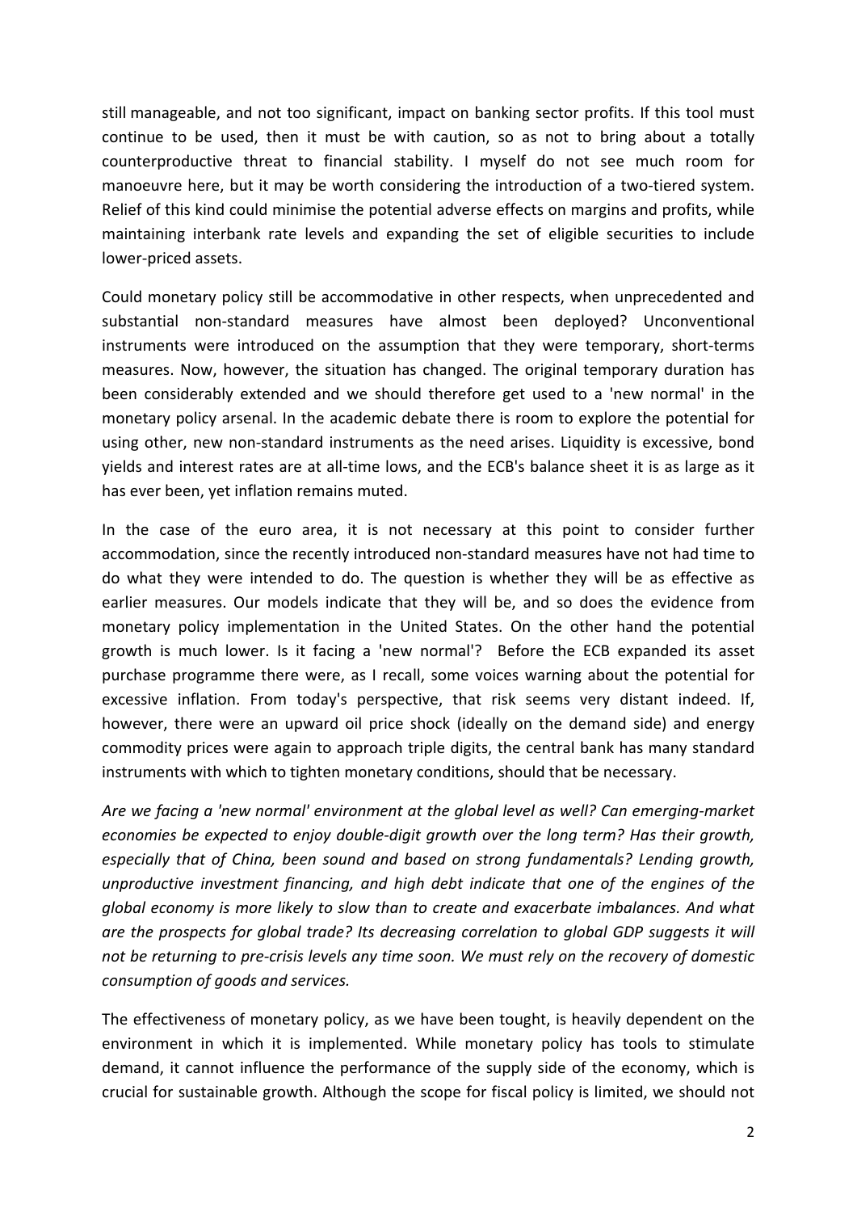still manageable, and not too significant, impact on banking sector profits. If this tool must continue to be used, then it must be with caution, so as not to bring about a totally counterproductive threat to financial stability. I myself do not see much room for manoeuvre here, but it may be worth considering the introduction of a two-tiered system. Relief of this kind could minimise the potential adverse effects on margins and profits, while maintaining interbank rate levels and expanding the set of eligible securities to include lower-priced assets.

Could monetary policy still be accommodative in other respects, when unprecedented and substantial non-standard measures have almost been deployed? Unconventional instruments were introduced on the assumption that they were temporary, short-terms measures. Now, however, the situation has changed. The original temporary duration has been considerably extended and we should therefore get used to a 'new normal' in the monetary policy arsenal. In the academic debate there is room to explore the potential for using other, new non-standard instruments as the need arises. Liquidity is excessive, bond yields and interest rates are at all-time lows, and the ECB's balance sheet it is as large as it has ever been, yet inflation remains muted.

In the case of the euro area, it is not necessary at this point to consider further accommodation, since the recently introduced non-standard measures have not had time to do what they were intended to do. The question is whether they will be as effective as earlier measures. Our models indicate that they will be, and so does the evidence from monetary policy implementation in the United States. On the other hand the potential growth is much lower. Is it facing a 'new normal'? Before the ECB expanded its asset purchase programme there were, as I recall, some voices warning about the potential for excessive inflation. From today's perspective, that risk seems very distant indeed. If, however, there were an upward oil price shock (ideally on the demand side) and energy commodity prices were again to approach triple digits, the central bank has many standard instruments with which to tighten monetary conditions, should that be necessary.

*Are we facing a 'new normal' environment at the global level as well? Can emerging-market economies be expected to enjoy double-digit growth over the long term? Has their growth, especially that of China, been sound and based on strong fundamentals? Lending growth, unproductive investment financing, and high debt indicate that one of the engines of the global economy is more likely to slow than to create and exacerbate imbalances. And what are the prospects for global trade? Its decreasing correlation to global GDP suggests it will not be returning to pre-crisis levels any time soon. We must rely on the recovery of domestic consumption of goods and services.*

The effectiveness of monetary policy, as we have been tought, is heavily dependent on the environment in which it is implemented. While monetary policy has tools to stimulate demand, it cannot influence the performance of the supply side of the economy, which is crucial for sustainable growth. Although the scope for fiscal policy is limited, we should not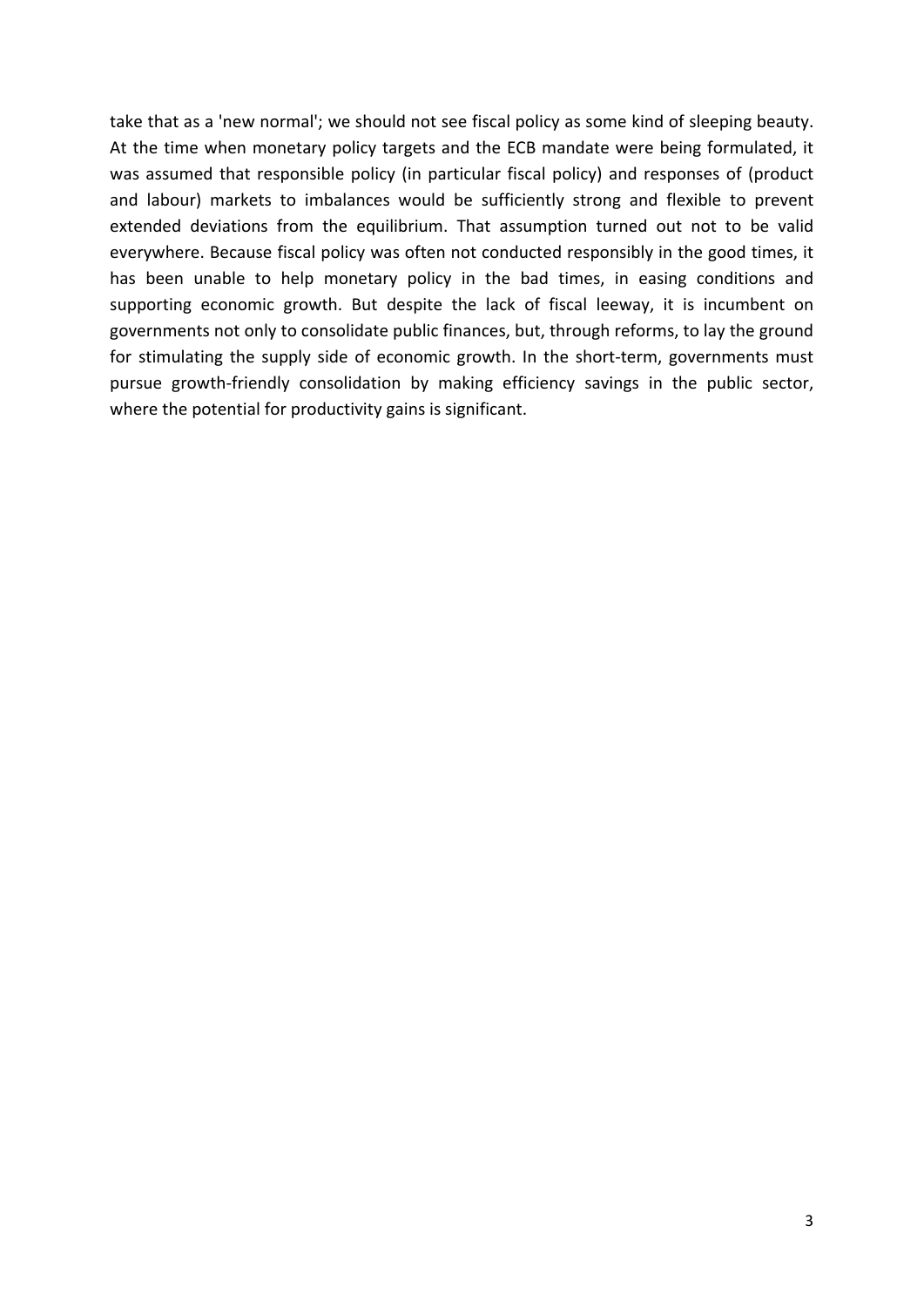take that as a 'new normal'; we should not see fiscal policy as some kind of sleeping beauty. At the time when monetary policy targets and the ECB mandate were being formulated, it was assumed that responsible policy (in particular fiscal policy) and responses of (product and labour) markets to imbalances would be sufficiently strong and flexible to prevent extended deviations from the equilibrium. That assumption turned out not to be valid everywhere. Because fiscal policy was often not conducted responsibly in the good times, it has been unable to help monetary policy in the bad times, in easing conditions and supporting economic growth. But despite the lack of fiscal leeway, it is incumbent on governments not only to consolidate public finances, but, through reforms, to lay the ground for stimulating the supply side of economic growth. In the short-term, governments must pursue growth-friendly consolidation by making efficiency savings in the public sector, where the potential for productivity gains is significant.